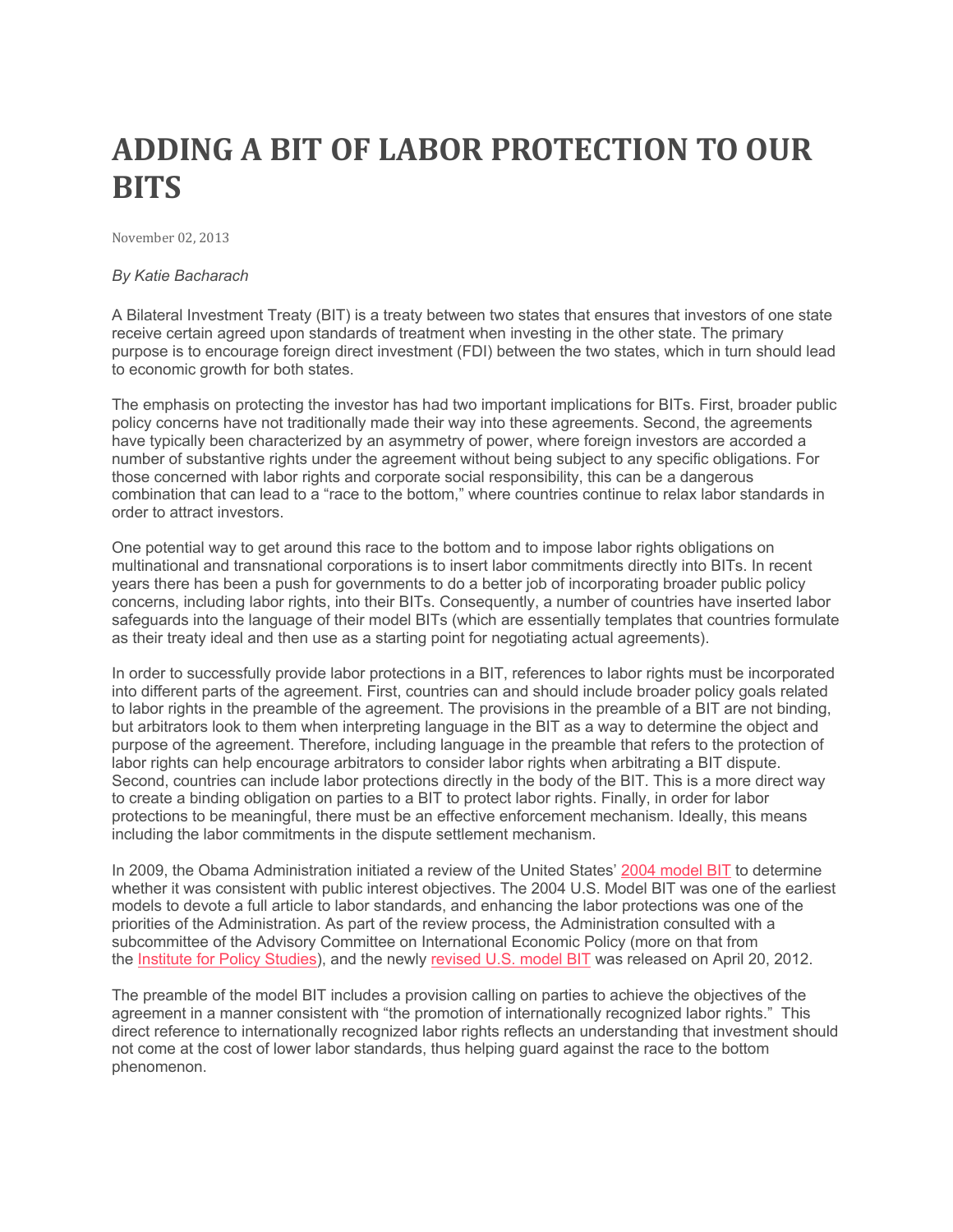# ADDING A BIT OF LABOR PROTECTION TO OUR BITS

November 02, 2013

*By Katie Bacharach*

A Bilateral Investment Treaty (BIT) is a treaty between two states that ensures that investors of one state receive certain agreed upon standards of treatment when investing in the other state. The primary purpose is to encourage foreign direct investment (FDI) between the two states, which in turn should lead to economic growth for both states.

The emphasis on protecting the investor has had two important implications for BITs. First, broader public policy concerns have not traditionally made their way into these agreements. Second, the agreements have typically been characterized by an asymmetry of power, where foreign investors are accorded a number of substantive rights under the agreement without being subject to any specific obligations. For those concerned with labor rights and corporate social responsibility, this can be a dangerous combination that can lead to a "race to the bottom," where countries continue to relax labor standards in order to attract investors.

One potential way to get around this race to the bottom and to impose labor rights obligations on multinational and transnational corporations is to insert labor commitments directly into BITs. In recent years there has been a push for governments to do a better job of incorporating broader public policy concerns, including labor rights, into their BITs. Consequently, a number of countries have inserted labor safeguards into the language of their model BITs (which are essentially templates that countries formulate as their treaty ideal and then use as a starting point for negotiating actual agreements).

In order to successfully provide labor protections in a BIT, references to labor rights must be incorporated into different parts of the agreement. First, countries can and should include broader policy goals related to labor rights in the preamble of the agreement. The provisions in the preamble of a BIT are not binding, but arbitrators look to them when interpreting language in the BIT as a way to determine the object and purpose of the agreement. Therefore, including language in the preamble that refers to the protection of labor rights can help encourage arbitrators to consider labor rights when arbitrating a BIT dispute. Second, countries can include labor protections directly in the body of the BIT. This is a more direct way to create a binding obligation on parties to a BIT to protect labor rights. Finally, in order for labor protections to be meaningful, there must be an effective enforcement mechanism. Ideally, this means including the labor commitments in the dispute settlement mechanism.

In 2009, the Obama Administration initiated a review of the United States' 2004 model BIT to determine whether it was consistent with public interest objectives. The 2004 U.S. Model BIT was one of the earliest models to devote a full article to labor standards, and enhancing the labor protections was one of the priorities of the Administration. As part of the review process, the Administration consulted with a subcommittee of the Advisory Committee on International Economic Policy (more on that from the Institute for Policy Studies), and the newly revised U.S. model BIT was released on April 20, 2012.

The preamble of the model BIT includes a provision calling on parties to achieve the objectives of the agreement in a manner consistent with "the promotion of internationally recognized labor rights." This direct reference to internationally recognized labor rights reflects an understanding that investment should not come at the cost of lower labor standards, thus helping guard against the race to the bottom phenomenon.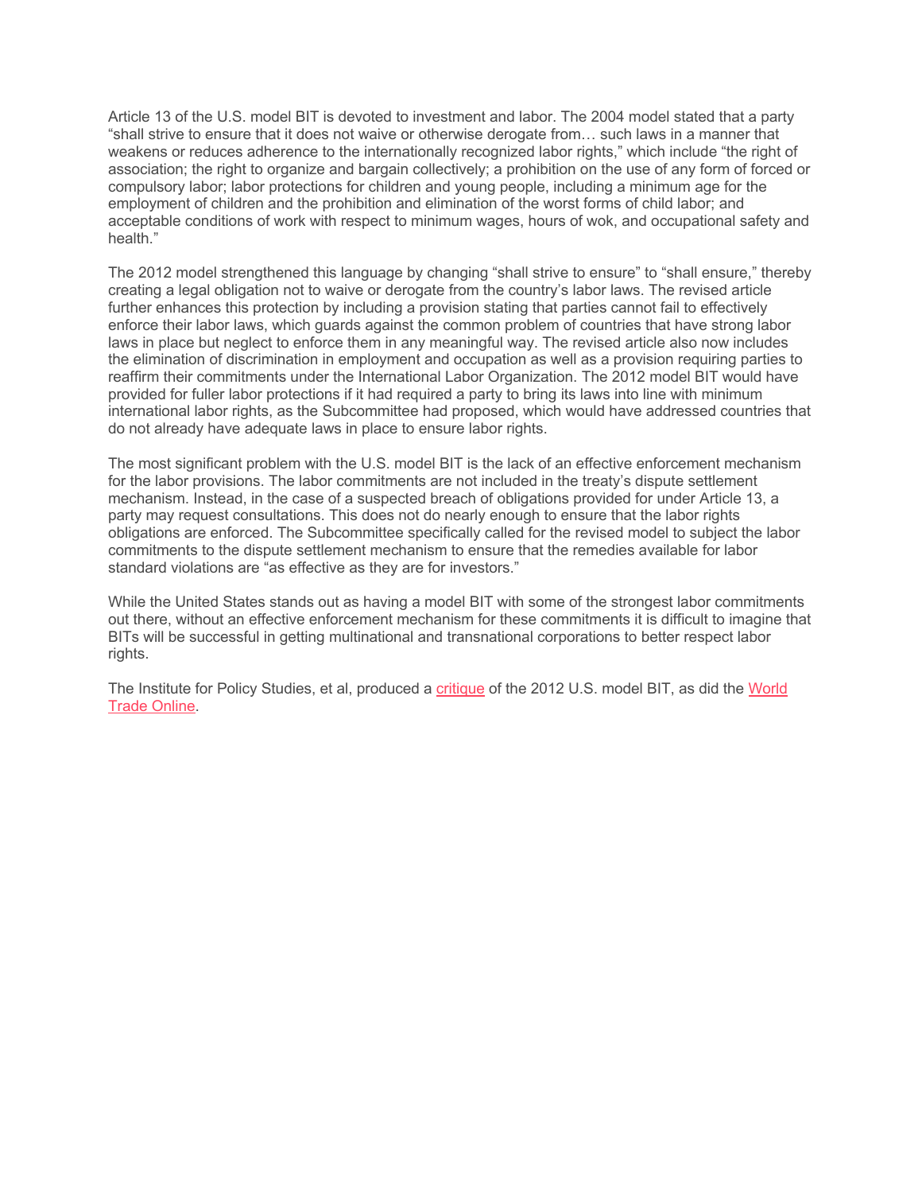Article 13 of the U.S. model BIT is devoted to investment and labor. The 2004 model stated that a party "shall strive to ensure that it does not waive or otherwise derogate from… such laws in a manner that weakens or reduces adherence to the internationally recognized labor rights," which include "the right of association; the right to organize and bargain collectively; a prohibition on the use of any form of forced or compulsory labor; labor protections for children and young people, including a minimum age for the employment of children and the prohibition and elimination of the worst forms of child labor; and acceptable conditions of work with respect to minimum wages, hours of wok, and occupational safety and health."

The 2012 model strengthened this language by changing "shall strive to ensure" to "shall ensure," thereby creating a legal obligation not to waive or derogate from the country's labor laws. The revised article further enhances this protection by including a provision stating that parties cannot fail to effectively enforce their labor laws, which guards against the common problem of countries that have strong labor laws in place but neglect to enforce them in any meaningful way. The revised article also now includes the elimination of discrimination in employment and occupation as well as a provision requiring parties to reaffirm their commitments under the International Labor Organization. The 2012 model BIT would have provided for fuller labor protections if it had required a party to bring its laws into line with minimum international labor rights, as the Subcommittee had proposed, which would have addressed countries that do not already have adequate laws in place to ensure labor rights.

The most significant problem with the U.S. model BIT is the lack of an effective enforcement mechanism for the labor provisions. The labor commitments are not included in the treaty's dispute settlement mechanism. Instead, in the case of a suspected breach of obligations provided for under Article 13, a party may request consultations. This does not do nearly enough to ensure that the labor rights obligations are enforced. The Subcommittee specifically called for the revised model to subject the labor commitments to the dispute settlement mechanism to ensure that the remedies available for labor standard violations are "as effective as they are for investors."

While the United States stands out as having a model BIT with some of the strongest labor commitments out there, without an effective enforcement mechanism for these commitments it is difficult to imagine that BITs will be successful in getting multinational and transnational corporations to better respect labor rights.

The Institute for Policy Studies, et al, produced a critique of the 2012 U.S. model BIT, as did the World Trade Online.